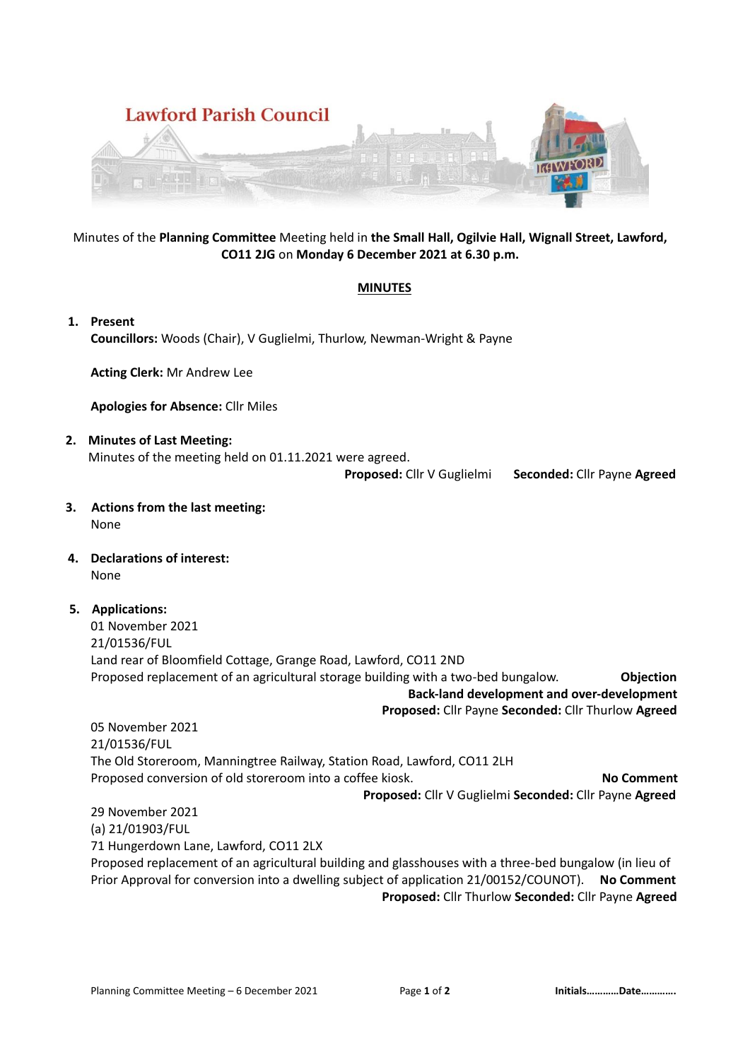# Lawford Parish Council

Minutes of the **Planning Committee** Meeting held in **the Small Hall, Ogilvie Hall, Wignall Street, Lawford, CO11 2JG** on **Monday 6 December 2021 at 6.30 p.m.**

## MINUTES

1. **Present**
   **Councillors:** Woods (Chair), V Guglielmi, Thurlow, Newman-Wright & Payne

   **Acting Clerk:** Mr Andrew Lee

   **Apologies for Absence:** Cllr Miles

2. **Minutes of Last Meeting:**
   Minutes of the meeting held on 01.11.2021 were agreed.
   **Proposed:** Cllr V Guglielmi **Seconded:** Cllr Payne **Agreed**

3. **Actions from the last meeting:**
   None

4. **Declarations of interest:**
   None

5. **Applications:**

   01 November 2021
   21/01536/FUL
   Land rear of Bloomfield Cottage, Grange Road, Lawford, CO11 2ND
   Proposed replacement of an agricultural storage building with a two-bed bungalow. **Objection**
   **Back-land development and over-development**
   **Proposed:** Cllr Payne **Seconded:** Cllr Thurlow **Agreed**

   05 November 2021
   21/01536/FUL
   The Old Storeroom, Manningtree Railway, Station Road, Lawford, CO11 2LH
   Proposed conversion of old storeroom into a coffee kiosk. **No Comment**
   **Proposed:** Cllr V Guglielmi **Seconded:** Cllr Payne **Agreed**

   29 November 2021
   (a) 21/01903/FUL
   71 Hungerdown Lane, Lawford, CO11 2LX
   Proposed replacement of an agricultural building and glasshouses with a three-bed bungalow (in lieu of Prior Approval for conversion into a dwelling subject of application 21/00152/COUNOT). **No Comment**
   **Proposed:** Cllr Thurlow **Seconded:** Cllr Payne **Agreed**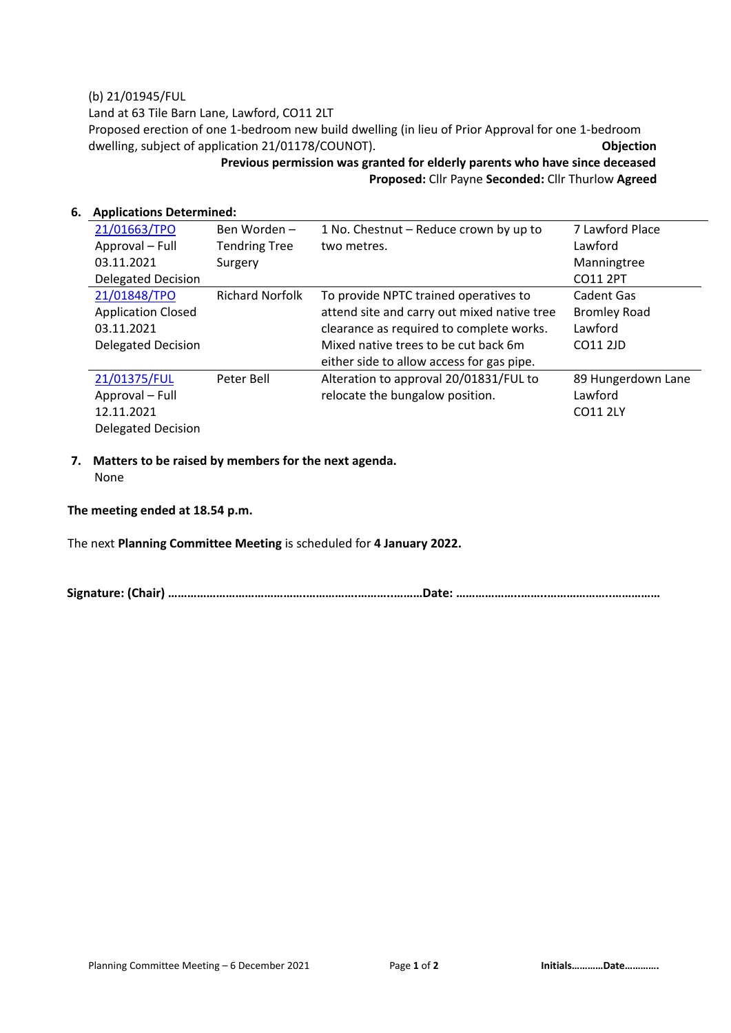(b) 21/01945/FUL

Land at 63 Tile Barn Lane, Lawford, CO11 2LT

Proposed erection of one 1-bedroom new build dwelling (in lieu of Prior Approval for one 1-bedroom dwelling, subject of application 21/01178/COUNOT). **Objection**

**Previous permission was granted for elderly parents who have since deceased**

**Proposed:** Cllr Payne **Seconded:** Cllr Thurlow **Agreed**

## 6. Applications Determined:

| | | | |
|---|---|---|---|
| 21/01663/TPO<br>Approval – Full<br>03.11.2021<br>Delegated Decision | Ben Worden – Tendring Tree Surgery | 1 No. Chestnut – Reduce crown by up to two metres. | 7 Lawford Place<br>Lawford<br>Manningtree<br>CO11 2PT |
| 21/01848/TPO<br>Application Closed<br>03.11.2021<br>Delegated Decision | Richard Norfolk | To provide NPTC trained operatives to attend site and carry out mixed native tree clearance as required to complete works. Mixed native trees to be cut back 6m either side to allow access for gas pipe. | Cadent Gas<br>Bromley Road<br>Lawford<br>CO11 2JD |
| 21/01375/FUL<br>Approval – Full<br>12.11.2021<br>Delegated Decision | Peter Bell | Alteration to approval 20/01831/FUL to relocate the bungalow position. | 89 Hungerdown Lane<br>Lawford<br>CO11 2LY |

## 7. Matters to be raised by members for the next agenda.

None

**The meeting ended at 18.54 p.m.**

The next **Planning Committee Meeting** is scheduled for **4 January 2022.**

**Signature: (Chair) ……………………………………..……………….………..………Date: ……………..……..……………….……………**